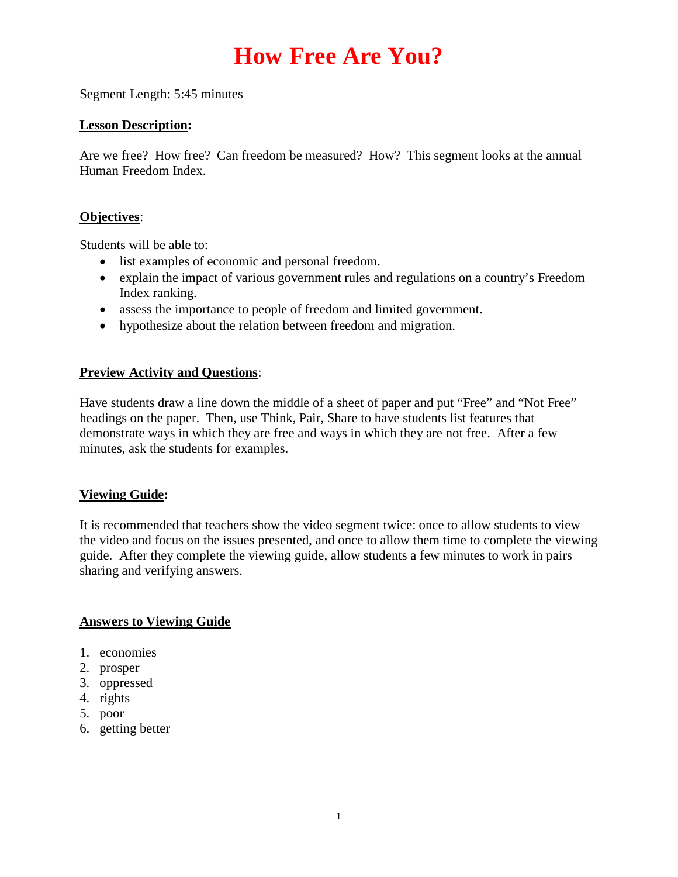# How Free Are You?

Segment Length: 5:45 minutes

**Lesson Description:**

Are we free? How free? Can freedom be measured? How? This segment looks at the annual Human Freedom Index.

**Objectives**:

Students will be able to:

- list examples of economic and personal freedom.
- explain the impact of various government rules and regulations on a country's Freedom Index ranking.
- assess the importance to people of freedom and limited government.
- hypothesize about the relation between freedom and migration.

**Preview Activity and Questions**:

Have students draw a line down the middle of a sheet of paper and put "Free" and "Not Free" headings on the paper. Then, use Think, Pair, Share to have students list features that demonstrate ways in which they are free and ways in which they are not free. After a few minutes, ask the students for examples.

**Viewing Guide:**

It is recommended that teachers show the video segment twice: once to allow students to view the video and focus on the issues presented, and once to allow them time to complete the viewing guide. After they complete the viewing guide, allow students a few minutes to work in pairs sharing and verifying answers.

**Answers to Viewing Guide**

1. economies
2. prosper
3. oppressed
4. rights
5. poor
6. getting better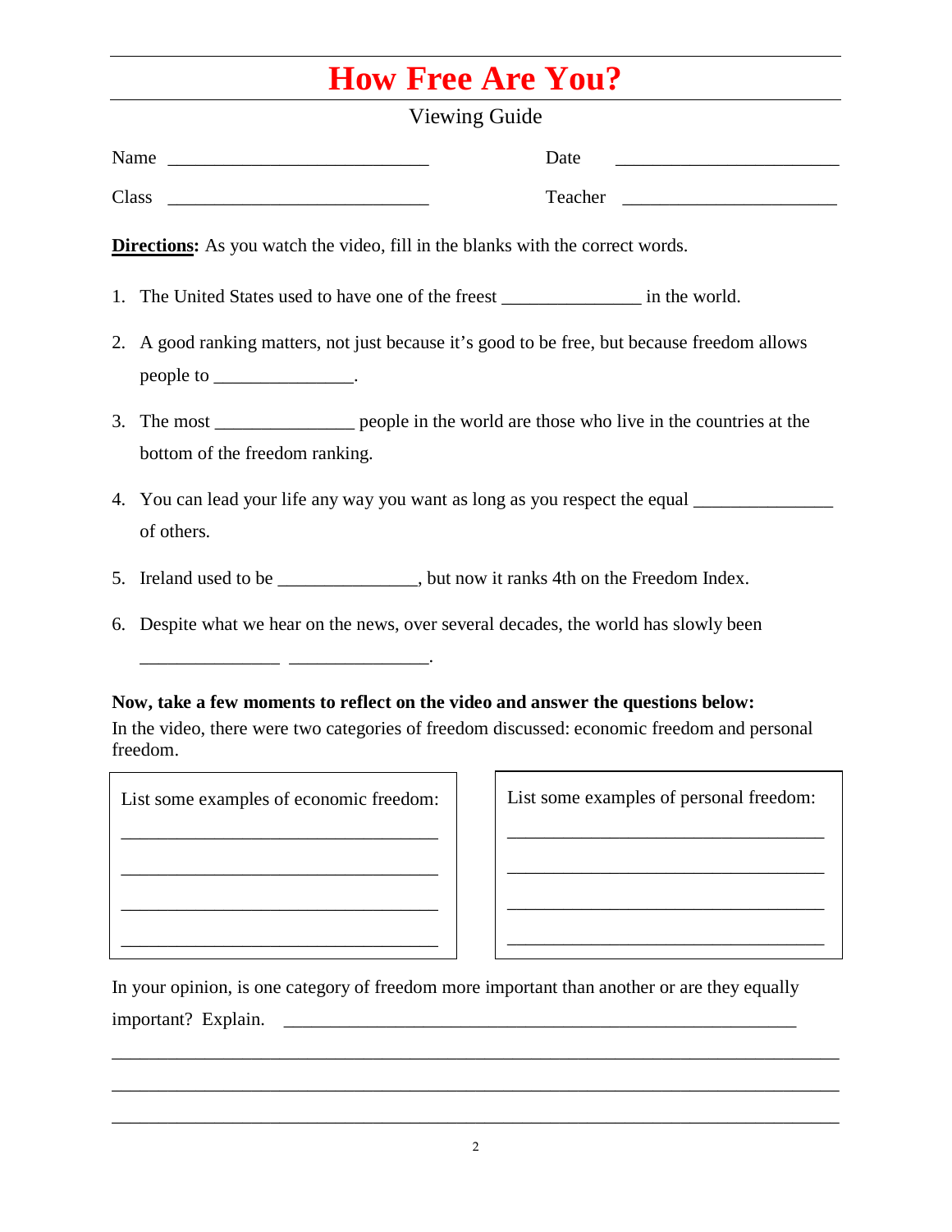# How Free Are You?

Viewing Guide

Name ____________________________ Date ________________________

Class ____________________________ Teacher ______________________

**Directions:** As you watch the video, fill in the blanks with the correct words.

1. The United States used to have one of the freest _______________ in the world.
2. A good ranking matters, not just because it's good to be free, but because freedom allows people to _______________.
3. The most _______________ people in the world are those who live in the countries at the bottom of the freedom ranking.
4. You can lead your life any way you want as long as you respect the equal _______________ of others.
5. Ireland used to be _______________, but now it ranks 4th on the Freedom Index.
6. Despite what we hear on the news, over several decades, the world has slowly been _______________ _______________.

**Now, take a few moments to reflect on the video and answer the questions below:**

In the video, there were two categories of freedom discussed: economic freedom and personal freedom.

| List some examples of economic freedom: | List some examples of personal freedom: |
| --- | --- |
| ________________________________ | ________________________________ |
| ________________________________ | ________________________________ |
| ________________________________ | ________________________________ |
| ________________________________ | ________________________________ |

In your opinion, is one category of freedom more important than another or are they equally important? Explain. ________________________________________________________

________________________________________________________________________

________________________________________________________________________

________________________________________________________________________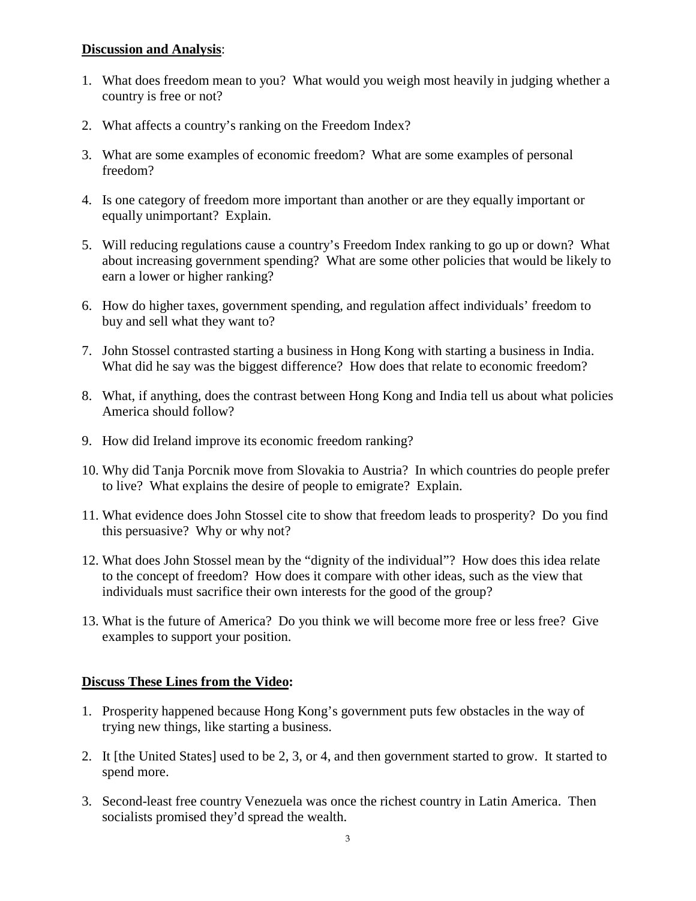**Discussion and Analysis**:

1. What does freedom mean to you? What would you weigh most heavily in judging whether a country is free or not?

2. What affects a country's ranking on the Freedom Index?

3. What are some examples of economic freedom? What are some examples of personal freedom?

4. Is one category of freedom more important than another or are they equally important or equally unimportant? Explain.

5. Will reducing regulations cause a country's Freedom Index ranking to go up or down? What about increasing government spending? What are some other policies that would be likely to earn a lower or higher ranking?

6. How do higher taxes, government spending, and regulation affect individuals' freedom to buy and sell what they want to?

7. John Stossel contrasted starting a business in Hong Kong with starting a business in India. What did he say was the biggest difference? How does that relate to economic freedom?

8. What, if anything, does the contrast between Hong Kong and India tell us about what policies America should follow?

9. How did Ireland improve its economic freedom ranking?

10. Why did Tanja Porcnik move from Slovakia to Austria? In which countries do people prefer to live? What explains the desire of people to emigrate? Explain.

11. What evidence does John Stossel cite to show that freedom leads to prosperity? Do you find this persuasive? Why or why not?

12. What does John Stossel mean by the "dignity of the individual"? How does this idea relate to the concept of freedom? How does it compare with other ideas, such as the view that individuals must sacrifice their own interests for the good of the group?

13. What is the future of America? Do you think we will become more free or less free? Give examples to support your position.

**Discuss These Lines from the Video:**

1. Prosperity happened because Hong Kong's government puts few obstacles in the way of trying new things, like starting a business.

2. It [the United States] used to be 2, 3, or 4, and then government started to grow. It started to spend more.

3. Second-least free country Venezuela was once the richest country in Latin America. Then socialists promised they'd spread the wealth.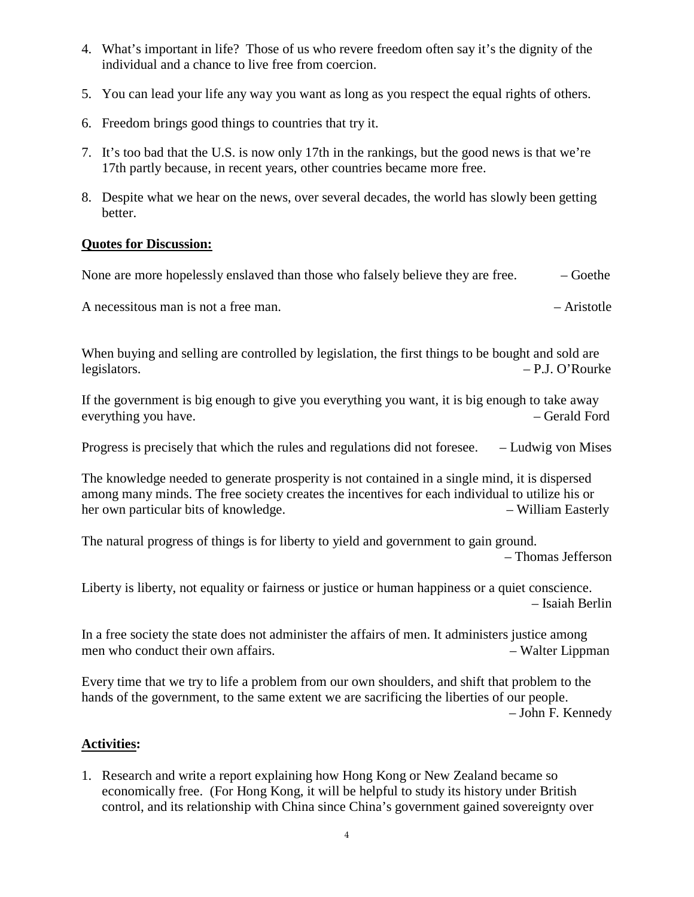4. What's important in life? Those of us who revere freedom often say it's the dignity of the individual and a chance to live free from coercion.

5. You can lead your life any way you want as long as you respect the equal rights of others.

6. Freedom brings good things to countries that try it.

7. It's too bad that the U.S. is now only 17th in the rankings, but the good news is that we're 17th partly because, in recent years, other countries became more free.

8. Despite what we hear on the news, over several decades, the world has slowly been getting better.

**Quotes for Discussion:**

None are more hopelessly enslaved than those who falsely believe they are free. – Goethe

A necessitous man is not a free man. – Aristotle

When buying and selling are controlled by legislation, the first things to be bought and sold are legislators. – P.J. O'Rourke

If the government is big enough to give you everything you want, it is big enough to take away everything you have. – Gerald Ford

Progress is precisely that which the rules and regulations did not foresee. – Ludwig von Mises

The knowledge needed to generate prosperity is not contained in a single mind, it is dispersed among many minds. The free society creates the incentives for each individual to utilize his or her own particular bits of knowledge. – William Easterly

The natural progress of things is for liberty to yield and government to gain ground. – Thomas Jefferson

Liberty is liberty, not equality or fairness or justice or human happiness or a quiet conscience. – Isaiah Berlin

In a free society the state does not administer the affairs of men. It administers justice among men who conduct their own affairs. – Walter Lippman

Every time that we try to life a problem from our own shoulders, and shift that problem to the hands of the government, to the same extent we are sacrificing the liberties of our people. – John F. Kennedy

**Activities:**

1. Research and write a report explaining how Hong Kong or New Zealand became so economically free. (For Hong Kong, it will be helpful to study its history under British control, and its relationship with China since China's government gained sovereignty over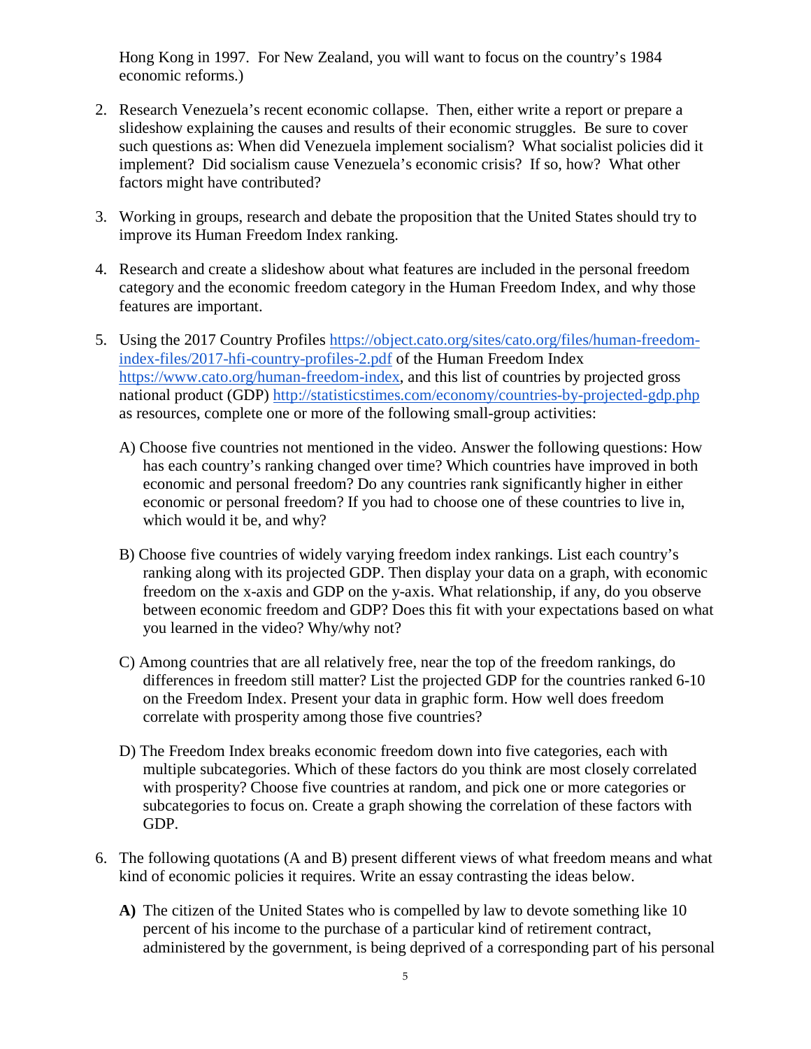Hong Kong in 1997. For New Zealand, you will want to focus on the country's 1984 economic reforms.)

2. Research Venezuela's recent economic collapse. Then, either write a report or prepare a slideshow explaining the causes and results of their economic struggles. Be sure to cover such questions as: When did Venezuela implement socialism? What socialist policies did it implement? Did socialism cause Venezuela's economic crisis? If so, how? What other factors might have contributed?

3. Working in groups, research and debate the proposition that the United States should try to improve its Human Freedom Index ranking.

4. Research and create a slideshow about what features are included in the personal freedom category and the economic freedom category in the Human Freedom Index, and why those features are important.

5. Using the 2017 Country Profiles [https://object.cato.org/sites/cato.org/files/human-freedom-index-files/2017-hfi-country-profiles-2.pdf](https://object.cato.org/sites/cato.org/files/human-freedom-index-files/2017-hfi-country-profiles-2.pdf) of the Human Freedom Index [https://www.cato.org/human-freedom-index](https://www.cato.org/human-freedom-index), and this list of countries by projected gross national product (GDP) [http://statisticstimes.com/economy/countries-by-projected-gdp.php](http://statisticstimes.com/economy/countries-by-projected-gdp.php) as resources, complete one or more of the following small-group activities:

   A) Choose five countries not mentioned in the video. Answer the following questions: How has each country's ranking changed over time? Which countries have improved in both economic and personal freedom? Do any countries rank significantly higher in either economic or personal freedom? If you had to choose one of these countries to live in, which would it be, and why?

   B) Choose five countries of widely varying freedom index rankings. List each country's ranking along with its projected GDP. Then display your data on a graph, with economic freedom on the x-axis and GDP on the y-axis. What relationship, if any, do you observe between economic freedom and GDP? Does this fit with your expectations based on what you learned in the video? Why/why not?

   C) Among countries that are all relatively free, near the top of the freedom rankings, do differences in freedom still matter? List the projected GDP for the countries ranked 6-10 on the Freedom Index. Present your data in graphic form. How well does freedom correlate with prosperity among those five countries?

   D) The Freedom Index breaks economic freedom down into five categories, each with multiple subcategories. Which of these factors do you think are most closely correlated with prosperity? Choose five countries at random, and pick one or more categories or subcategories to focus on. Create a graph showing the correlation of these factors with GDP.

6. The following quotations (A and B) present different views of what freedom means and what kind of economic policies it requires. Write an essay contrasting the ideas below.

   **A)** The citizen of the United States who is compelled by law to devote something like 10 percent of his income to the purchase of a particular kind of retirement contract, administered by the government, is being deprived of a corresponding part of his personal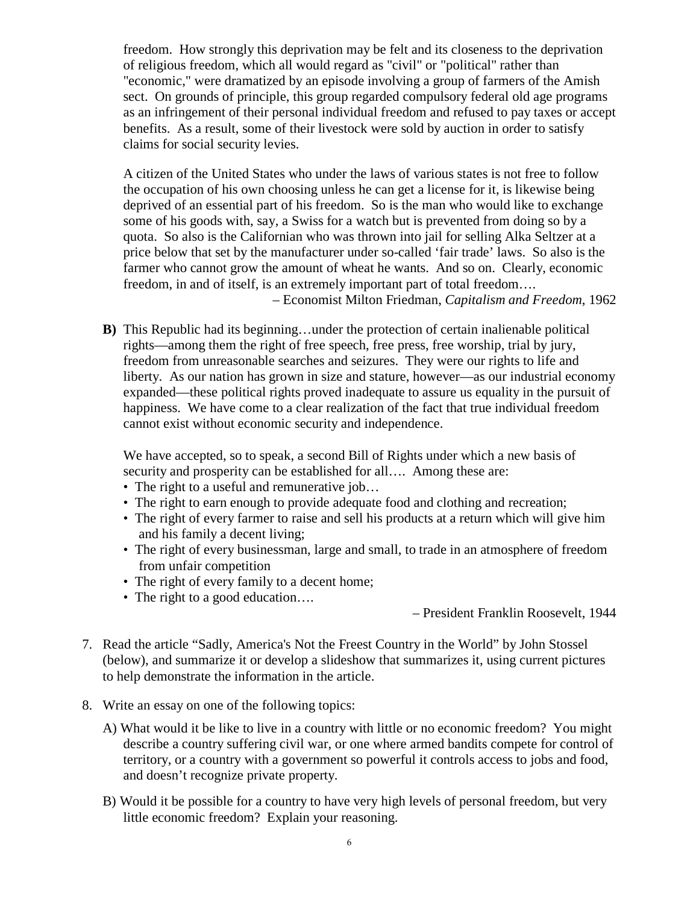freedom. How strongly this deprivation may be felt and its closeness to the deprivation of religious freedom, which all would regard as "civil" or "political" rather than "economic," were dramatized by an episode involving a group of farmers of the Amish sect. On grounds of principle, this group regarded compulsory federal old age programs as an infringement of their personal individual freedom and refused to pay taxes or accept benefits. As a result, some of their livestock were sold by auction in order to satisfy claims for social security levies.

A citizen of the United States who under the laws of various states is not free to follow the occupation of his own choosing unless he can get a license for it, is likewise being deprived of an essential part of his freedom. So is the man who would like to exchange some of his goods with, say, a Swiss for a watch but is prevented from doing so by a quota. So also is the Californian who was thrown into jail for selling Alka Seltzer at a price below that set by the manufacturer under so-called 'fair trade' laws. So also is the farmer who cannot grow the amount of wheat he wants. And so on. Clearly, economic freedom, in and of itself, is an extremely important part of total freedom….

– Economist Milton Friedman, *Capitalism and Freedom*, 1962

**B)** This Republic had its beginning…under the protection of certain inalienable political rights—among them the right of free speech, free press, free worship, trial by jury, freedom from unreasonable searches and seizures. They were our rights to life and liberty. As our nation has grown in size and stature, however—as our industrial economy expanded—these political rights proved inadequate to assure us equality in the pursuit of happiness. We have come to a clear realization of the fact that true individual freedom cannot exist without economic security and independence.

We have accepted, so to speak, a second Bill of Rights under which a new basis of security and prosperity can be established for all…. Among these are:

- The right to a useful and remunerative job…
- The right to earn enough to provide adequate food and clothing and recreation;
- The right of every farmer to raise and sell his products at a return which will give him and his family a decent living;
- The right of every businessman, large and small, to trade in an atmosphere of freedom from unfair competition
- The right of every family to a decent home;
- The right to a good education….

– President Franklin Roosevelt, 1944

7. Read the article "Sadly, America's Not the Freest Country in the World" by John Stossel (below), and summarize it or develop a slideshow that summarizes it, using current pictures to help demonstrate the information in the article.

8. Write an essay on one of the following topics:

   A) What would it be like to live in a country with little or no economic freedom? You might describe a country suffering civil war, or one where armed bandits compete for control of territory, or a country with a government so powerful it controls access to jobs and food, and doesn't recognize private property.

   B) Would it be possible for a country to have very high levels of personal freedom, but very little economic freedom? Explain your reasoning.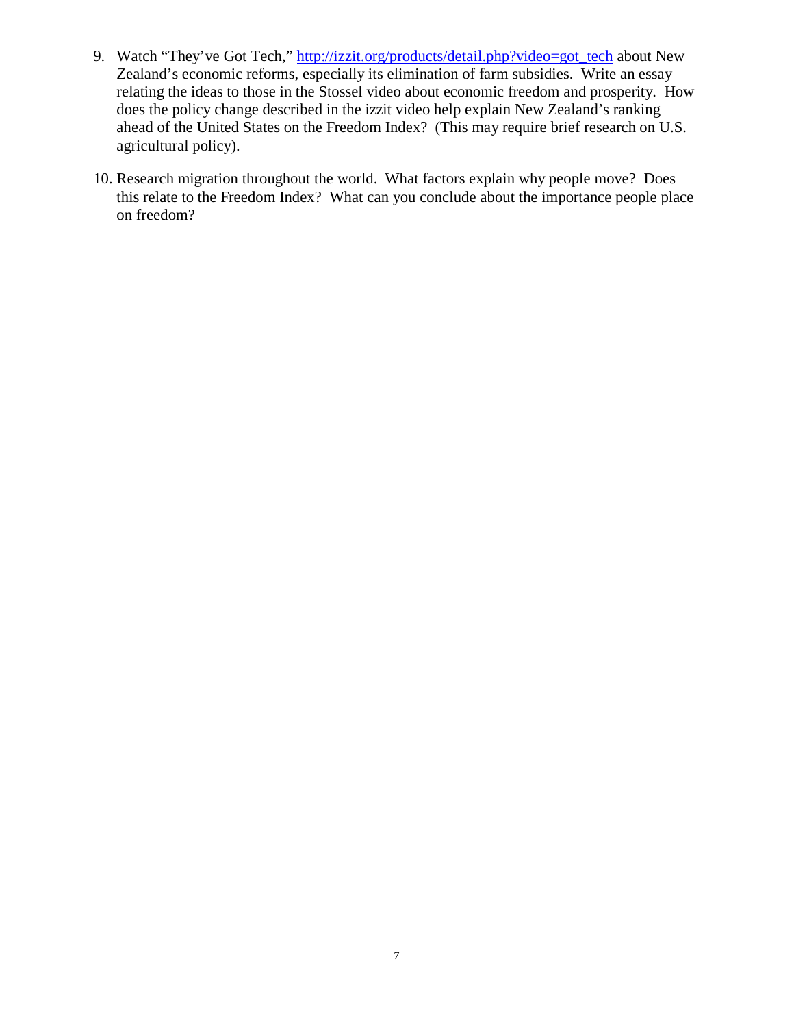9. Watch "They've Got Tech," [http://izzit.org/products/detail.php?video=got_tech](http://izzit.org/products/detail.php?video=got_tech) about New Zealand's economic reforms, especially its elimination of farm subsidies. Write an essay relating the ideas to those in the Stossel video about economic freedom and prosperity. How does the policy change described in the izzit video help explain New Zealand's ranking ahead of the United States on the Freedom Index? (This may require brief research on U.S. agricultural policy).

10. Research migration throughout the world. What factors explain why people move? Does this relate to the Freedom Index? What can you conclude about the importance people place on freedom?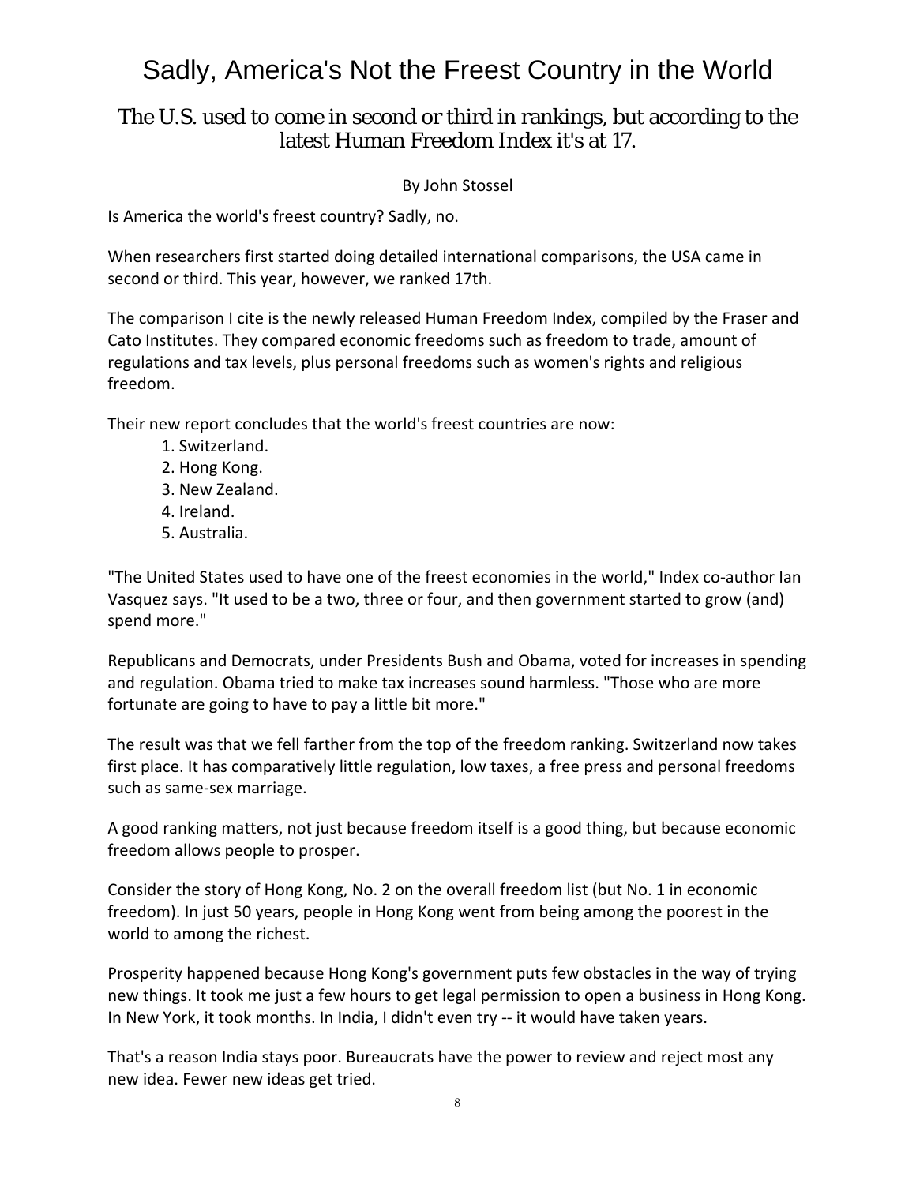# Sadly, America's Not the Freest Country in the World

## The U.S. used to come in second or third in rankings, but according to the latest Human Freedom Index it's at 17.

By John Stossel

Is America the world's freest country? Sadly, no.

When researchers first started doing detailed international comparisons, the USA came in second or third. This year, however, we ranked 17th.

The comparison I cite is the newly released Human Freedom Index, compiled by the Fraser and Cato Institutes. They compared economic freedoms such as freedom to trade, amount of regulations and tax levels, plus personal freedoms such as women's rights and religious freedom.

Their new report concludes that the world's freest countries are now:

1. Switzerland.
2. Hong Kong.
3. New Zealand.
4. Ireland.
5. Australia.

"The United States used to have one of the freest economies in the world," Index co-author Ian Vasquez says. "It used to be a two, three or four, and then government started to grow (and) spend more."

Republicans and Democrats, under Presidents Bush and Obama, voted for increases in spending and regulation. Obama tried to make tax increases sound harmless. "Those who are more fortunate are going to have to pay a little bit more."

The result was that we fell farther from the top of the freedom ranking. Switzerland now takes first place. It has comparatively little regulation, low taxes, a free press and personal freedoms such as same-sex marriage.

A good ranking matters, not just because freedom itself is a good thing, but because economic freedom allows people to prosper.

Consider the story of Hong Kong, No. 2 on the overall freedom list (but No. 1 in economic freedom). In just 50 years, people in Hong Kong went from being among the poorest in the world to among the richest.

Prosperity happened because Hong Kong's government puts few obstacles in the way of trying new things. It took me just a few hours to get legal permission to open a business in Hong Kong. In New York, it took months. In India, I didn't even try -- it would have taken years.

That's a reason India stays poor. Bureaucrats have the power to review and reject most any new idea. Fewer new ideas get tried.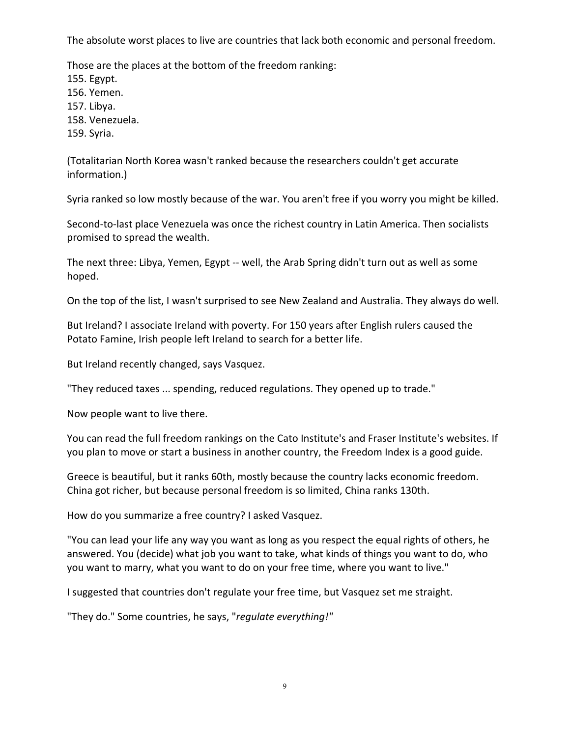The absolute worst places to live are countries that lack both economic and personal freedom.

Those are the places at the bottom of the freedom ranking:
155. Egypt.
156. Yemen.
157. Libya.
158. Venezuela.
159. Syria.

(Totalitarian North Korea wasn't ranked because the researchers couldn't get accurate information.)

Syria ranked so low mostly because of the war. You aren't free if you worry you might be killed.

Second-to-last place Venezuela was once the richest country in Latin America. Then socialists promised to spread the wealth.

The next three: Libya, Yemen, Egypt -- well, the Arab Spring didn't turn out as well as some hoped.

On the top of the list, I wasn't surprised to see New Zealand and Australia. They always do well.

But Ireland? I associate Ireland with poverty. For 150 years after English rulers caused the Potato Famine, Irish people left Ireland to search for a better life.

But Ireland recently changed, says Vasquez.

"They reduced taxes ... spending, reduced regulations. They opened up to trade."

Now people want to live there.

You can read the full freedom rankings on the Cato Institute's and Fraser Institute's websites. If you plan to move or start a business in another country, the Freedom Index is a good guide.

Greece is beautiful, but it ranks 60th, mostly because the country lacks economic freedom. China got richer, but because personal freedom is so limited, China ranks 130th.

How do you summarize a free country? I asked Vasquez.

"You can lead your life any way you want as long as you respect the equal rights of others, he answered. You (decide) what job you want to take, what kinds of things you want to do, who you want to marry, what you want to do on your free time, where you want to live."

I suggested that countries don't regulate your free time, but Vasquez set me straight.

"They do." Some countries, he says, "*regulate everything!*"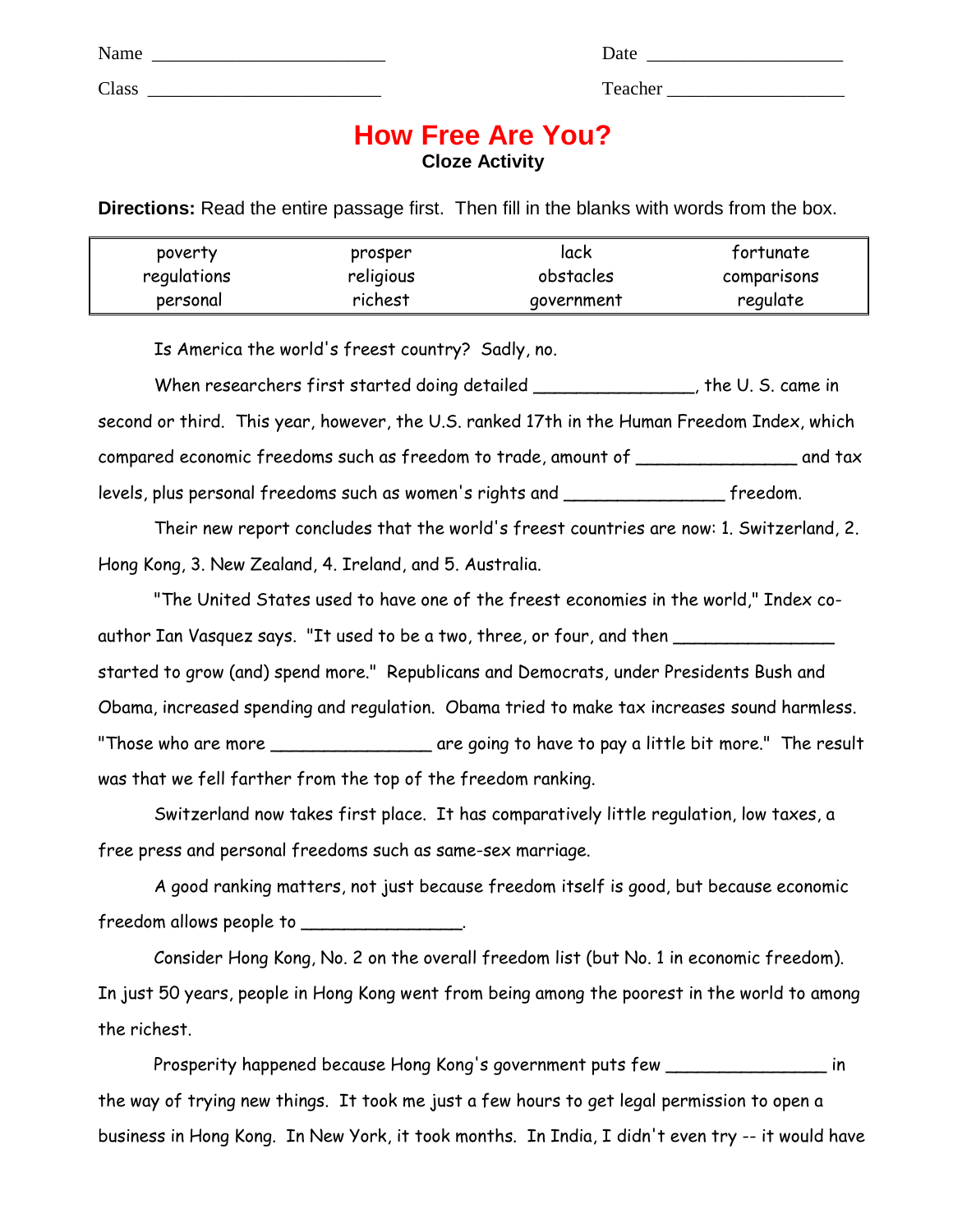Name ________________________ Date ____________________

Class ________________________ Teacher ___________________

# How Free Are You?

**Cloze Activity**

**Directions:** Read the entire passage first. Then fill in the blanks with words from the box.

| | | | |
|---|---|---|---|
| poverty | prosper | lack | fortunate |
| regulations | religious | obstacles | comparisons |
| personal | richest | government | regulate |

Is America the world's freest country? Sadly, no.

When researchers first started doing detailed _______________, the U. S. came in second or third. This year, however, the U.S. ranked 17th in the Human Freedom Index, which compared economic freedoms such as freedom to trade, amount of _______________ and tax levels, plus personal freedoms such as women's rights and _______________ freedom.

Their new report concludes that the world's freest countries are now: 1. Switzerland, 2. Hong Kong, 3. New Zealand, 4. Ireland, and 5. Australia.

"The United States used to have one of the freest economies in the world," Index co-author Ian Vasquez says. "It used to be a two, three, or four, and then _______________ started to grow (and) spend more." Republicans and Democrats, under Presidents Bush and Obama, increased spending and regulation. Obama tried to make tax increases sound harmless. "Those who are more _______________ are going to have to pay a little bit more." The result was that we fell farther from the top of the freedom ranking.

Switzerland now takes first place. It has comparatively little regulation, low taxes, a free press and personal freedoms such as same-sex marriage.

A good ranking matters, not just because freedom itself is good, but because economic freedom allows people to _______________.

Consider Hong Kong, No. 2 on the overall freedom list (but No. 1 in economic freedom). In just 50 years, people in Hong Kong went from being among the poorest in the world to among the richest.

Prosperity happened because Hong Kong's government puts few _______________ in the way of trying new things. It took me just a few hours to get legal permission to open a business in Hong Kong. In New York, it took months. In India, I didn't even try -- it would have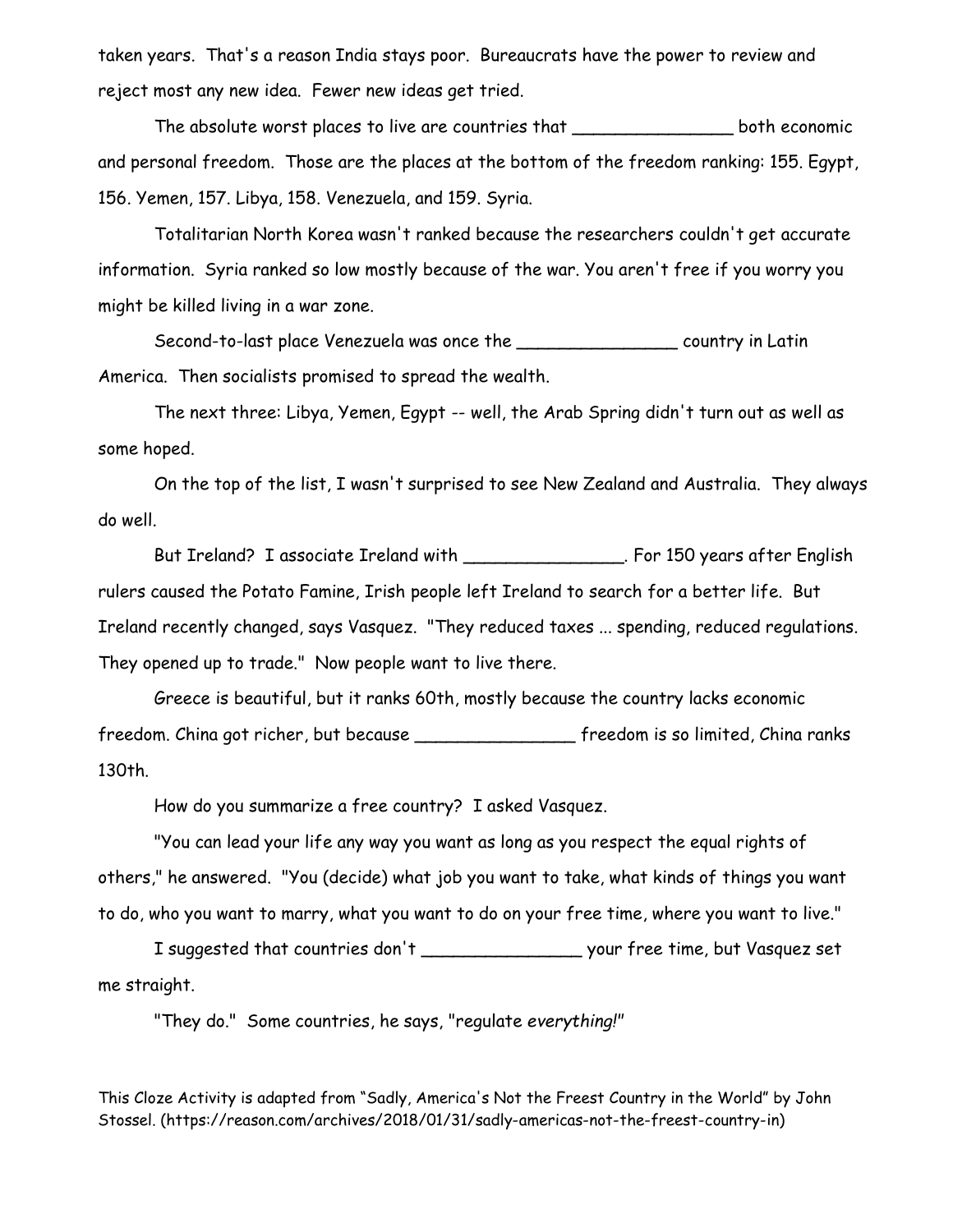taken years. That's a reason India stays poor. Bureaucrats have the power to review and reject most any new idea. Fewer new ideas get tried.

The absolute worst places to live are countries that _______________ both economic and personal freedom. Those are the places at the bottom of the freedom ranking: 155. Egypt, 156. Yemen, 157. Libya, 158. Venezuela, and 159. Syria.

Totalitarian North Korea wasn't ranked because the researchers couldn't get accurate information. Syria ranked so low mostly because of the war. You aren't free if you worry you might be killed living in a war zone.

Second-to-last place Venezuela was once the _______________ country in Latin America. Then socialists promised to spread the wealth.

The next three: Libya, Yemen, Egypt -- well, the Arab Spring didn't turn out as well as some hoped.

On the top of the list, I wasn't surprised to see New Zealand and Australia. They always do well.

But Ireland? I associate Ireland with _______________. For 150 years after English rulers caused the Potato Famine, Irish people left Ireland to search for a better life. But Ireland recently changed, says Vasquez. "They reduced taxes ... spending, reduced regulations. They opened up to trade." Now people want to live there.

Greece is beautiful, but it ranks 60th, mostly because the country lacks economic freedom. China got richer, but because _______________ freedom is so limited, China ranks 130th.

How do you summarize a free country? I asked Vasquez.

"You can lead your life any way you want as long as you respect the equal rights of others," he answered. "You (decide) what job you want to take, what kinds of things you want to do, who you want to marry, what you want to do on your free time, where you want to live."

I suggested that countries don't _______________ your free time, but Vasquez set me straight.

"They do." Some countries, he says, "regulate *everything!*"

This Cloze Activity is adapted from "Sadly, America's Not the Freest Country in the World" by John Stossel. (https://reason.com/archives/2018/01/31/sadly-americas-not-the-freest-country-in)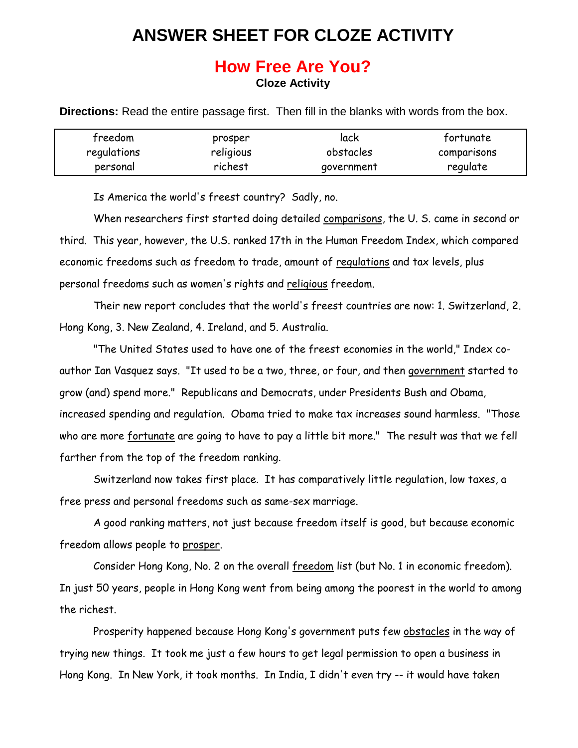# ANSWER SHEET FOR CLOZE ACTIVITY

## How Free Are You?

**Cloze Activity**

**Directions:** Read the entire passage first. Then fill in the blanks with words from the box.

| freedom | prosper | lack | fortunate |
|---|---|---|---|
| regulations | religious | obstacles | comparisons |
| personal | richest | government | regulate |

Is America the world's freest country? Sadly, no.

When researchers first started doing detailed comparisons, the U. S. came in second or third. This year, however, the U.S. ranked 17th in the Human Freedom Index, which compared economic freedoms such as freedom to trade, amount of regulations and tax levels, plus personal freedoms such as women's rights and religious freedom.

Their new report concludes that the world's freest countries are now: 1. Switzerland, 2. Hong Kong, 3. New Zealand, 4. Ireland, and 5. Australia.

"The United States used to have one of the freest economies in the world," Index co-author Ian Vasquez says. "It used to be a two, three, or four, and then government started to grow (and) spend more." Republicans and Democrats, under Presidents Bush and Obama, increased spending and regulation. Obama tried to make tax increases sound harmless. "Those who are more fortunate are going to have to pay a little bit more." The result was that we fell farther from the top of the freedom ranking.

Switzerland now takes first place. It has comparatively little regulation, low taxes, a free press and personal freedoms such as same-sex marriage.

A good ranking matters, not just because freedom itself is good, but because economic freedom allows people to prosper.

Consider Hong Kong, No. 2 on the overall freedom list (but No. 1 in economic freedom). In just 50 years, people in Hong Kong went from being among the poorest in the world to among the richest.

Prosperity happened because Hong Kong's government puts few obstacles in the way of trying new things. It took me just a few hours to get legal permission to open a business in Hong Kong. In New York, it took months. In India, I didn't even try -- it would have taken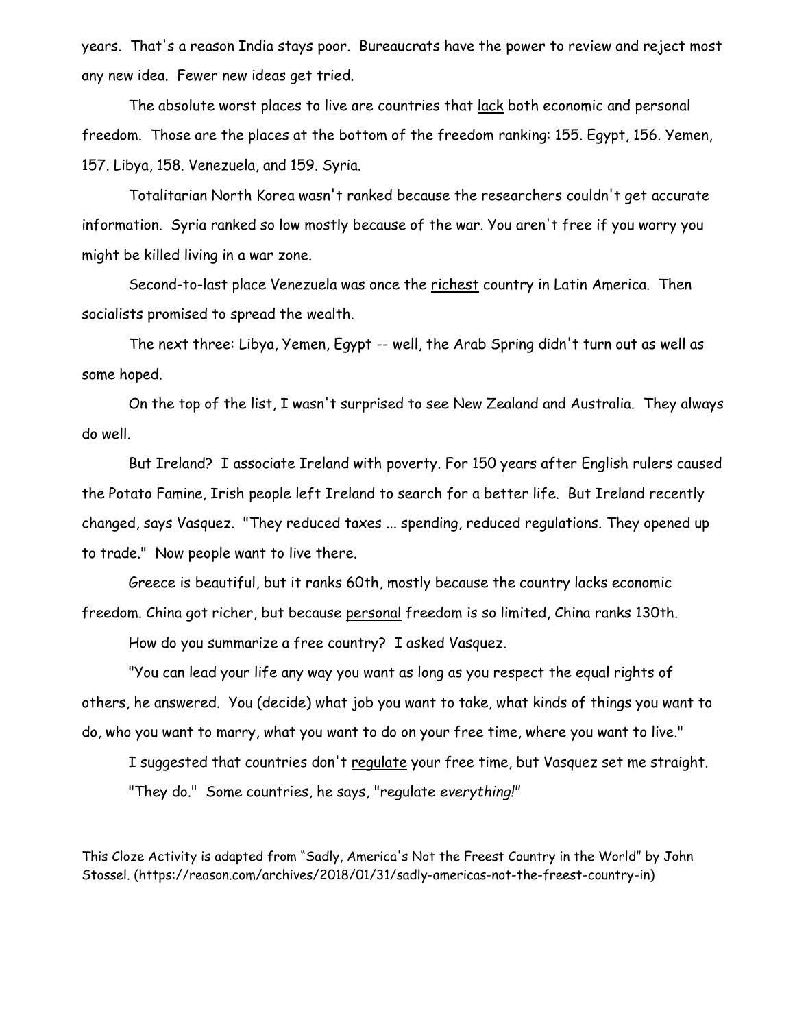years. That's a reason India stays poor. Bureaucrats have the power to review and reject most any new idea. Fewer new ideas get tried.

The absolute worst places to live are countries that lack both economic and personal freedom. Those are the places at the bottom of the freedom ranking: 155. Egypt, 156. Yemen, 157. Libya, 158. Venezuela, and 159. Syria.

Totalitarian North Korea wasn't ranked because the researchers couldn't get accurate information. Syria ranked so low mostly because of the war. You aren't free if you worry you might be killed living in a war zone.

Second-to-last place Venezuela was once the richest country in Latin America. Then socialists promised to spread the wealth.

The next three: Libya, Yemen, Egypt -- well, the Arab Spring didn't turn out as well as some hoped.

On the top of the list, I wasn't surprised to see New Zealand and Australia. They always do well.

But Ireland? I associate Ireland with poverty. For 150 years after English rulers caused the Potato Famine, Irish people left Ireland to search for a better life. But Ireland recently changed, says Vasquez. "They reduced taxes ... spending, reduced regulations. They opened up to trade." Now people want to live there.

Greece is beautiful, but it ranks 60th, mostly because the country lacks economic freedom. China got richer, but because personal freedom is so limited, China ranks 130th.

How do you summarize a free country? I asked Vasquez.

"You can lead your life any way you want as long as you respect the equal rights of others, he answered. You (decide) what job you want to take, what kinds of things you want to do, who you want to marry, what you want to do on your free time, where you want to live."

I suggested that countries don't regulate your free time, but Vasquez set me straight.

"They do." Some countries, he says, "regulate *everything!*"

This Cloze Activity is adapted from "Sadly, America's Not the Freest Country in the World" by John Stossel. (https://reason.com/archives/2018/01/31/sadly-americas-not-the-freest-country-in)